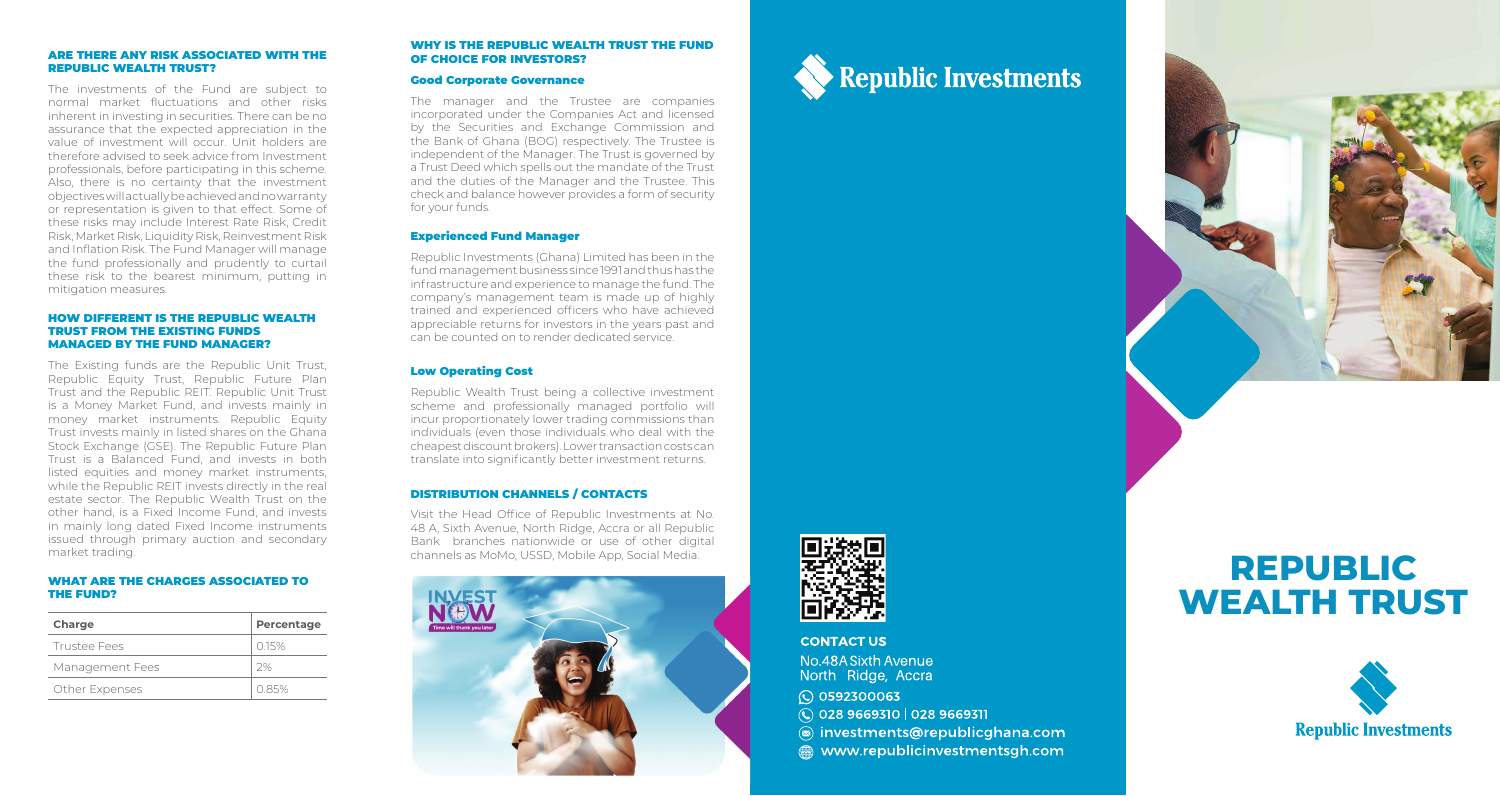## ARE THERE ANY RISK ASSOCIATED WITH THE REPUBLIC WEALTH TRUST?

The investments of the Fund are subject to normal market fluctuations and other risks inherent in investing in securities. There can be no assurance that the expected appreciation in the value of investment will occur. Unit holders are therefore advised to seek advice from Investment professionals, before participating in this scheme. Also, there is no certainty that the investment objectives will actually be achieved and no warranty or representation is given to that effect. Some of these risks may include Interest Rate Risk, Credit Risk, Market Risk, Liquidity Risk, Reinvestment Risk and Inflation Risk. The Fund Manager will manage the fund professionally and prudently to curtail these risk to the bearest minimum, putting in mitigation measures.

## HOW DIFFERENT IS THE REPUBLIC WEALTH TRUST FROM THE EXISTING FUNDS MANAGED BY THE FUND MANAGER?

The Existing funds are the Republic Unit Trust, Republic Equity Trust, Republic Future Plan Trust and the Republic REIT. Republic Unit Trust is a Money Market Fund, and invests mainly in money market instruments. Republic Equity Trust invests mainly in listed shares on the Ghana Stock Exchange (GSE). The Republic Future Plan Trust is a Balanced Fund, and invests in both listed equities and money market instruments, while the Republic REIT invests directly in the real estate sector. The Republic Wealth Trust on the other hand, is a Fixed Income Fund, and invests in mainly long dated Fixed Income instruments issued through primary auction and secondary market trading.

## WHAT ARE THE CHARGES ASSOCIATED TO THE FUND?

| Charge | Percentage |
|---|---|
| Trustee Fees | 0.15% |
| Management Fees | 2% |
| Other Expenses | 0.85% |

## WHY IS THE REPUBLIC WEALTH TRUST THE FUND OF CHOICE FOR INVESTORS?

### Good Corporate Governance

The manager and the Trustee are companies incorporated under the Companies Act and licensed by the Securities and Exchange Commission and the Bank of Ghana (BOG) respectively. The Trustee is independent of the Manager. The Trust is governed by a Trust Deed which spells out the mandate of the Trust and the duties of the Manager and the Trustee. This check and balance however provides a form of security for your funds.

### Experienced Fund Manager

Republic Investments (Ghana) Limited has been in the fund management business since 1991 and thus has the infrastructure and experience to manage the fund. The company's management team is made up of highly trained and experienced officers who have achieved appreciable returns for investors in the years past and can be counted on to render dedicated service.

### Low Operating Cost

Republic Wealth Trust being a collective investment scheme and professionally managed portfolio will incur proportionately lower trading commissions than individuals (even those individuals who deal with the cheapest discount brokers). Lower transaction costs can translate into significantly better investment returns.

### DISTRIBUTION CHANNELS / CONTACTS

Visit the Head Office of Republic Investments at No. 48 A, Sixth Avenue, North Ridge, Accra or all Republic Bank branches nationwide or use of other digital channels as MoMo, USSD, Mobile App, Social Media.

INVEST NOW
Time will thank you later

Republic Investments

**CONTACT US**

No.48A Sixth Avenue
North Ridge, Accra

0592300063
028 9669310 | 028 9669311
investments@republicghana.com
www.republicinvestmentsgh.com

# REPUBLIC WEALTH TRUST

Republic Investments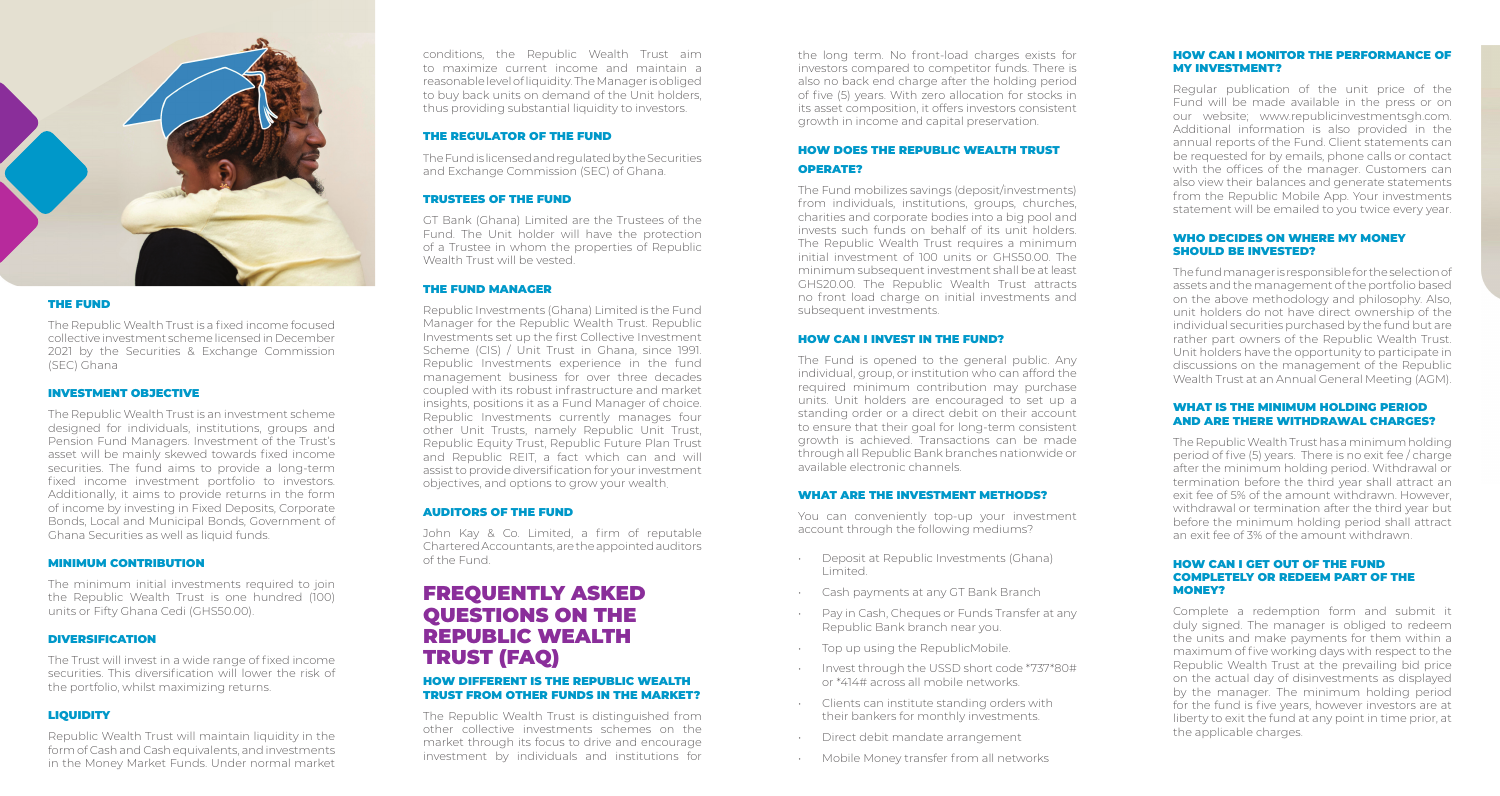## THE FUND

The Republic Wealth Trust is a fixed income focused collective investment scheme licensed in December 2021 by the Securities & Exchange Commission (SEC) Ghana

## INVESTMENT OBJECTIVE

The Republic Wealth Trust is an investment scheme designed for individuals, institutions, groups and Pension Fund Managers. Investment of the Trust's asset will be mainly skewed towards fixed income securities. The fund aims to provide a long-term fixed income investment portfolio to investors. Additionally, it aims to provide returns in the form of income by investing in Fixed Deposits, Corporate Bonds, Local and Municipal Bonds, Government of Ghana Securities as well as liquid funds.

## MINIMUM CONTRIBUTION

The minimum initial investments required to join the Republic Wealth Trust is one hundred (100) units or Fifty Ghana Cedi (GHS50.00).

## DIVERSIFICATION

The Trust will invest in a wide range of fixed income securities. This diversification will lower the risk of the portfolio, whilst maximizing returns.

## LIQUIDITY

Republic Wealth Trust will maintain liquidity in the form of Cash and Cash equivalents, and investments in the Money Market Funds. Under normal market conditions, the Republic Wealth Trust aim to maximize current income and maintain a reasonable level of liquidity. The Manager is obliged to buy back units on demand of the Unit holders, thus providing substantial liquidity to investors.

## THE REGULATOR OF THE FUND

The Fund is licensed and regulated by the Securities and Exchange Commission (SEC) of Ghana.

## TRUSTEES OF THE FUND

GT Bank (Ghana) Limited are the Trustees of the Fund. The Unit holder will have the protection of a Trustee in whom the properties of Republic Wealth Trust will be vested.

## THE FUND MANAGER

Republic Investments (Ghana) Limited is the Fund Manager for the Republic Wealth Trust. Republic Investments set up the first Collective Investment Scheme (CIS) / Unit Trust in Ghana, since 1991. Republic Investments experience in the fund management business for over three decades coupled with its robust infrastructure and market insights, positions it as a Fund Manager of choice. Republic Investments currently manages four other Unit Trusts, namely Republic Unit Trust, Republic Equity Trust, Republic Future Plan Trust and Republic REIT, a fact which can and will assist to provide diversification for your investment objectives, and options to grow your wealth.

## AUDITORS OF THE FUND

John Kay & Co. Limited, a firm of reputable Chartered Accountants, are the appointed auditors of the Fund.

# FREQUENTLY ASKED QUESTIONS ON THE REPUBLIC WEALTH TRUST (FAQ)

### HOW DIFFERENT IS THE REPUBLIC WEALTH TRUST FROM OTHER FUNDS IN THE MARKET?

The Republic Wealth Trust is distinguished from other collective investments schemes on the market through its focus to drive and encourage investment by individuals and institutions for the long term. No front-load charges exists for investors compared to competitor funds. There is also no back end charge after the holding period of five (5) years. With zero allocation for stocks in its asset composition, it offers investors consistent growth in income and capital preservation.

### HOW DOES THE REPUBLIC WEALTH TRUST OPERATE?

The Fund mobilizes savings (deposit/investments) from individuals, institutions, groups, churches, charities and corporate bodies into a big pool and invests such funds on behalf of its unit holders. The Republic Wealth Trust requires a minimum initial investment of 100 units or GHS50.00. The minimum subsequent investment shall be at least GHS20.00. The Republic Wealth Trust attracts no front load charge on initial investments and subsequent investments.

### HOW CAN I INVEST IN THE FUND?

The Fund is opened to the general public. Any individual, group, or institution who can afford the required minimum contribution may purchase units. Unit holders are encouraged to set up a standing order or a direct debit on their account to ensure that their goal for long-term consistent growth is achieved. Transactions can be made through all Republic Bank branches nationwide or available electronic channels.

### WHAT ARE THE INVESTMENT METHODS?

You can conveniently top-up your investment account through the following mediums?

- Deposit at Republic Investments (Ghana) Limited.
- Cash payments at any GT Bank Branch
- Pay in Cash, Cheques or Funds Transfer at any Republic Bank branch near you.
- Top up using the RepublicMobile.
- Invest through the USSD short code *737*80# or *414# across all mobile networks.
- Clients can institute standing orders with their bankers for monthly investments.
- Direct debit mandate arrangement
- Mobile Money transfer from all networks

### HOW CAN I MONITOR THE PERFORMANCE OF MY INVESTMENT?

Regular publication of the unit price of the Fund will be made available in the press or on our website; www.republicinvestmentsgh.com. Additional information is also provided in the annual reports of the Fund. Client statements can be requested for by emails, phone calls or contact with the offices of the manager. Customers can also view their balances and generate statements from the Republic Mobile App. Your investments statement will be emailed to you twice every year.

### WHO DECIDES ON WHERE MY MONEY SHOULD BE INVESTED?

The fund manager is responsible for the selection of assets and the management of the portfolio based on the above methodology and philosophy. Also, unit holders do not have direct ownership of the individual securities purchased by the fund but are rather part owners of the Republic Wealth Trust. Unit holders have the opportunity to participate in discussions on the management of the Republic Wealth Trust at an Annual General Meeting (AGM).

### WHAT IS THE MINIMUM HOLDING PERIOD AND ARE THERE WITHDRAWAL CHARGES?

The Republic Wealth Trust has a minimum holding period of five (5) years. There is no exit fee / charge after the minimum holding period. Withdrawal or termination before the third year shall attract an exit fee of 5% of the amount withdrawn. However, withdrawal or termination after the third year but before the minimum holding period shall attract an exit fee of 3% of the amount withdrawn.

### HOW CAN I GET OUT OF THE FUND COMPLETELY OR REDEEM PART OF THE MONEY?

Complete a redemption form and submit it duly signed. The manager is obliged to redeem the units and make payments for them within a maximum of five working days with respect to the Republic Wealth Trust at the prevailing bid price on the actual day of disinvestments as displayed by the manager. The minimum holding period for the fund is five years, however investors are at liberty to exit the fund at any point in time prior, at the applicable charges.